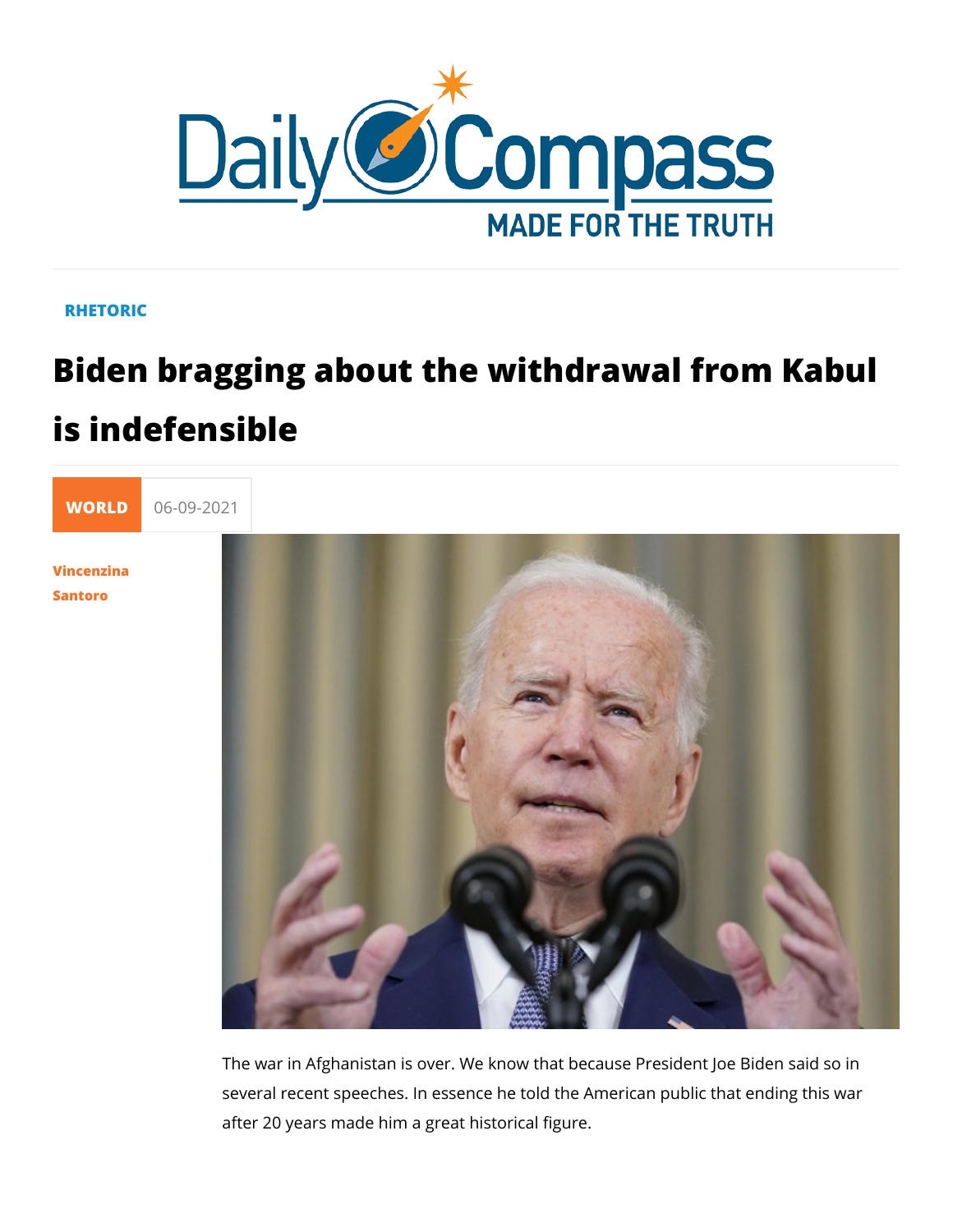RHETORIC

# Biden bragging about the withdrawal from Kabul is indefensible

WORLD 06-09-2021

Vincenzina Santoro

The war in Afghanistan is over. We know that because President Joe Biden said so in several recent speeches. In essence he told the American public that ending this war after 20 years made him a great historical figure.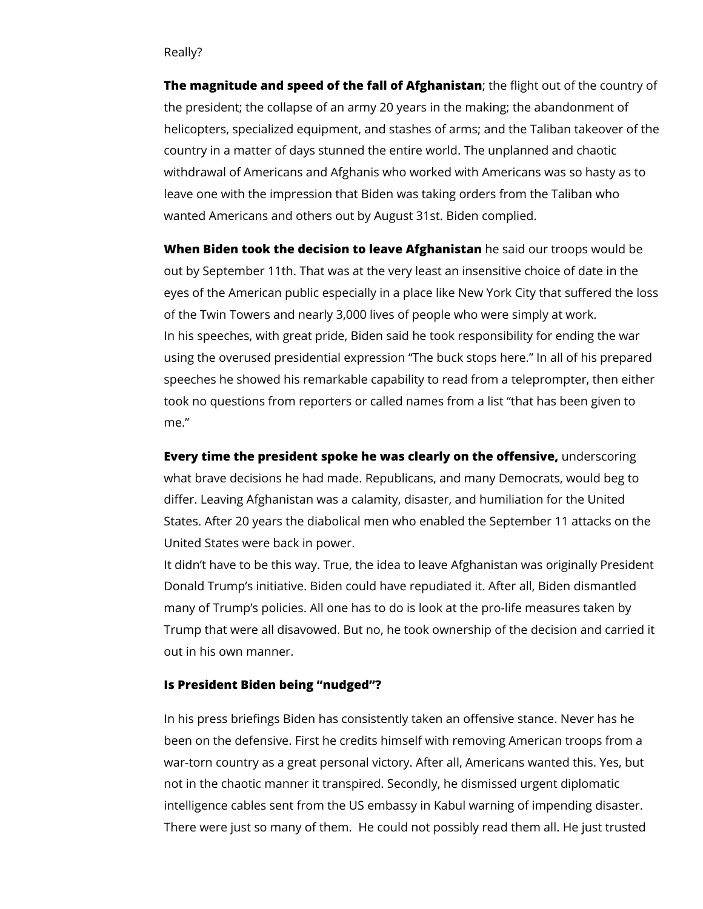Really?

**The magnitude and speed of the fall of Afghanistan**; the flight out of the country of the president; the collapse of an army 20 years in the making; the abandonment of helicopters, specialized equipment, and stashes of arms; and the Taliban takeover of the country in a matter of days stunned the entire world. The unplanned and chaotic withdrawal of Americans and Afghanis who worked with Americans was so hasty as to leave one with the impression that Biden was taking orders from the Taliban who wanted Americans and others out by August 31st. Biden complied.

**When Biden took the decision to leave Afghanistan** he said our troops would be out by September 11th. That was at the very least an insensitive choice of date in the eyes of the American public especially in a place like New York City that suffered the loss of the Twin Towers and nearly 3,000 lives of people who were simply at work.
In his speeches, with great pride, Biden said he took responsibility for ending the war using the overused presidential expression "The buck stops here." In all of his prepared speeches he showed his remarkable capability to read from a teleprompter, then either took no questions from reporters or called names from a list "that has been given to me."

**Every time the president spoke he was clearly on the offensive,** underscoring what brave decisions he had made. Republicans, and many Democrats, would beg to differ. Leaving Afghanistan was a calamity, disaster, and humiliation for the United States. After 20 years the diabolical men who enabled the September 11 attacks on the United States were back in power.
It didn't have to be this way. True, the idea to leave Afghanistan was originally President Donald Trump's initiative. Biden could have repudiated it. After all, Biden dismantled many of Trump's policies. All one has to do is look at the pro-life measures taken by Trump that were all disavowed. But no, he took ownership of the decision and carried it out in his own manner.

**Is President Biden being "nudged"?**

In his press briefings Biden has consistently taken an offensive stance. Never has he been on the defensive. First he credits himself with removing American troops from a war-torn country as a great personal victory. After all, Americans wanted this. Yes, but not in the chaotic manner it transpired. Secondly, he dismissed urgent diplomatic intelligence cables sent from the US embassy in Kabul warning of impending disaster. There were just so many of them. He could not possibly read them all. He just trusted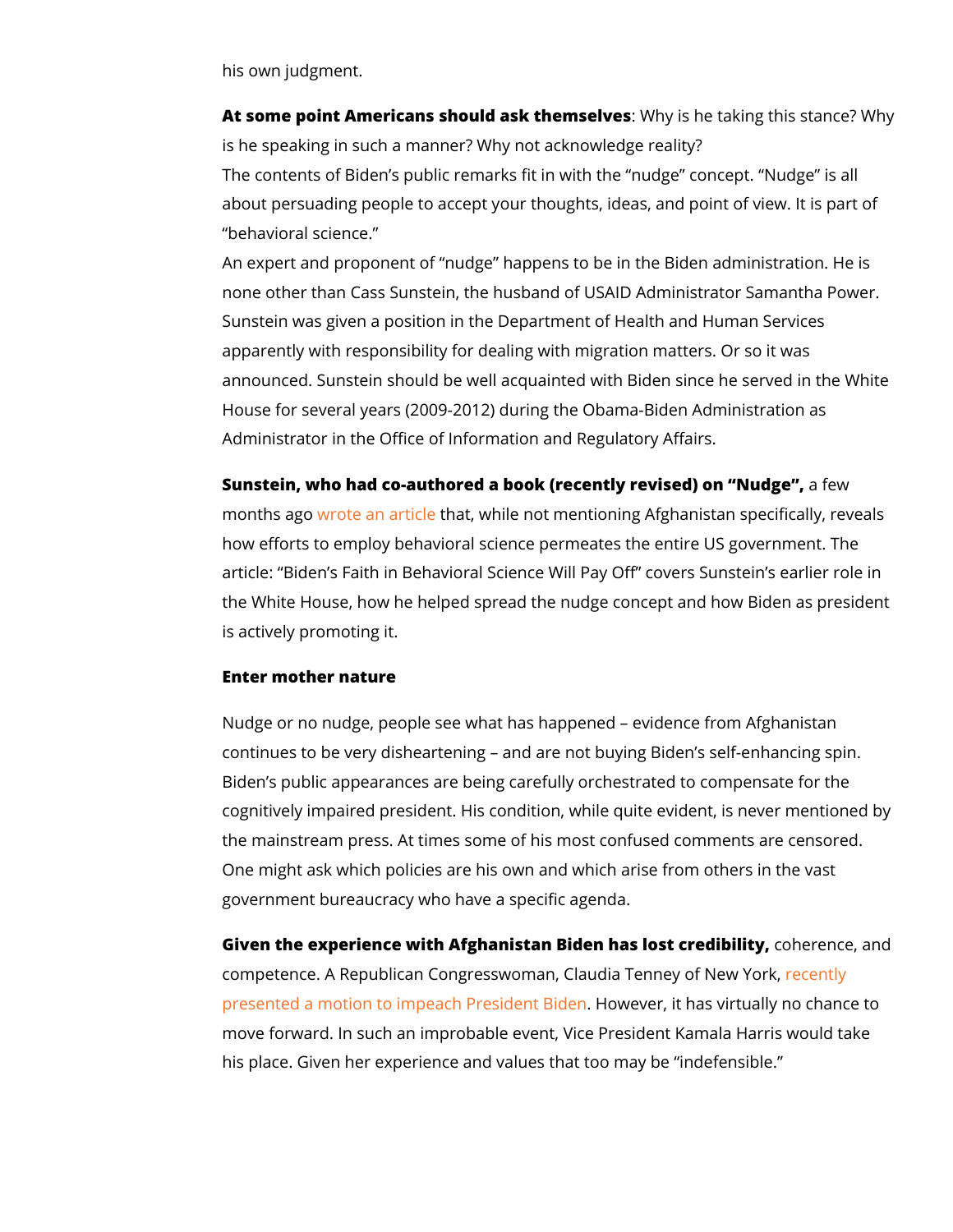his own judgment.

**At some point Americans should ask themselves**: Why is he taking this stance? Why is he speaking in such a manner? Why not acknowledge reality?

The contents of Biden's public remarks fit in with the "nudge" concept. "Nudge" is all about persuading people to accept your thoughts, ideas, and point of view. It is part of "behavioral science."

An expert and proponent of "nudge" happens to be in the Biden administration. He is none other than Cass Sunstein, the husband of USAID Administrator Samantha Power. Sunstein was given a position in the Department of Health and Human Services apparently with responsibility for dealing with migration matters. Or so it was announced. Sunstein should be well acquainted with Biden since he served in the White House for several years (2009-2012) during the Obama-Biden Administration as Administrator in the Office of Information and Regulatory Affairs.

**Sunstein, who had co-authored a book (recently revised) on "Nudge",** a few months ago wrote an article that, while not mentioning Afghanistan specifically, reveals how efforts to employ behavioral science permeates the entire US government. The article: "Biden's Faith in Behavioral Science Will Pay Off" covers Sunstein's earlier role in the White House, how he helped spread the nudge concept and how Biden as president is actively promoting it.

**Enter mother nature**

Nudge or no nudge, people see what has happened – evidence from Afghanistan continues to be very disheartening – and are not buying Biden's self-enhancing spin. Biden's public appearances are being carefully orchestrated to compensate for the cognitively impaired president. His condition, while quite evident, is never mentioned by the mainstream press. At times some of his most confused comments are censored. One might ask which policies are his own and which arise from others in the vast government bureaucracy who have a specific agenda.

**Given the experience with Afghanistan Biden has lost credibility,** coherence, and competence. A Republican Congresswoman, Claudia Tenney of New York, recently presented a motion to impeach President Biden. However, it has virtually no chance to move forward. In such an improbable event, Vice President Kamala Harris would take his place. Given her experience and values that too may be "indefensible."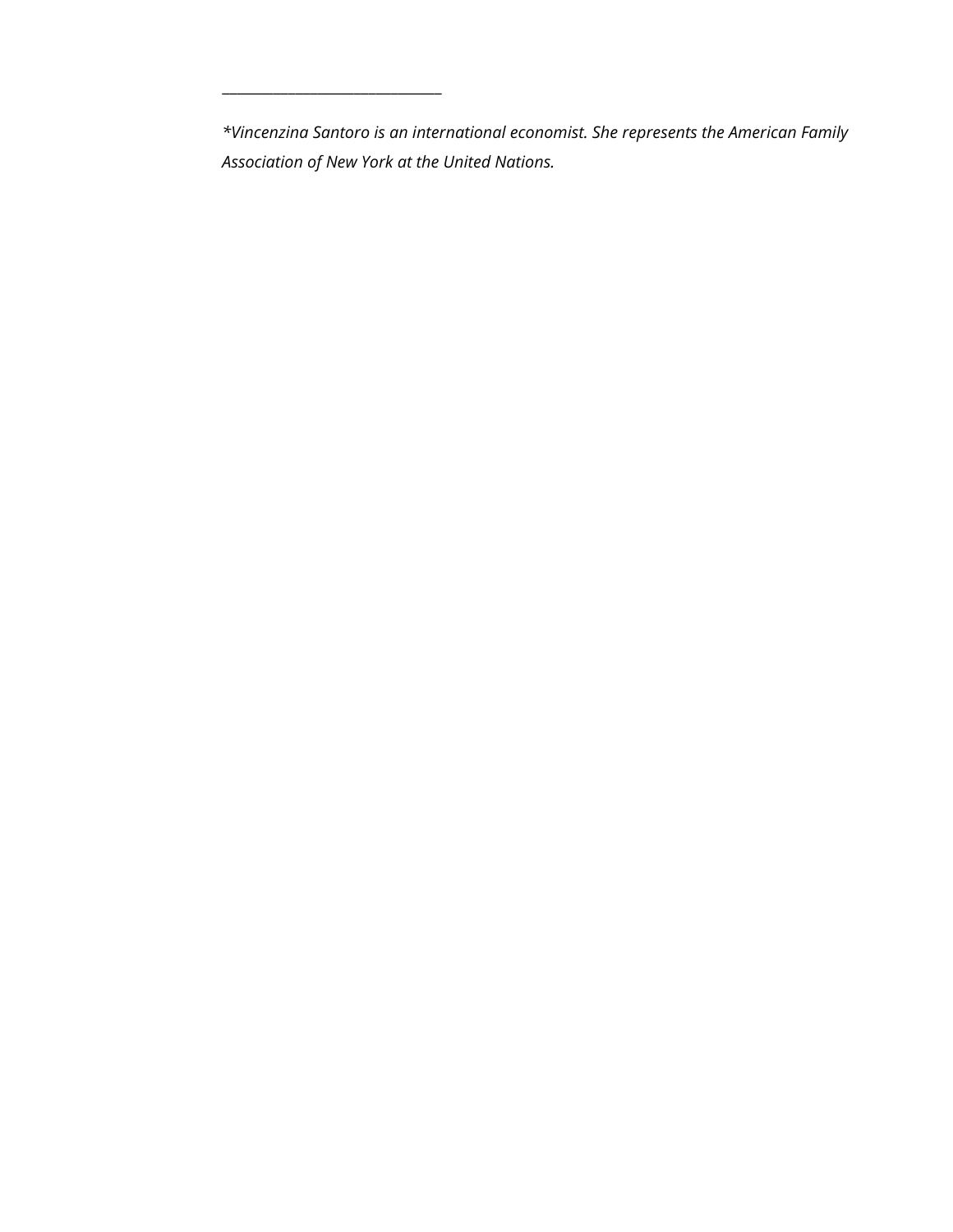_______________________________

*\*Vincenzina Santoro is an international economist. She represents the American Family Association of New York at the United Nations.*